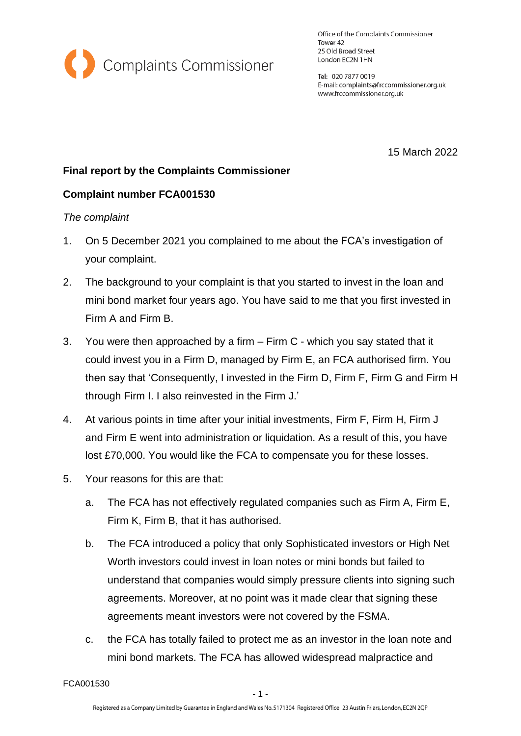Complaints Commissioner

Office of the Complaints Commissioner
Tower 42
25 Old Broad Street
London EC2N 1HN

Tel: 020 7877 0019
E-mail: complaints@frccommissioner.org.uk
www.frccommissioner.org.uk

15 March 2022

**Final report by the Complaints Commissioner**

**Complaint number FCA001530**

*The complaint*

1. On 5 December 2021 you complained to me about the FCA's investigation of your complaint.
2. The background to your complaint is that you started to invest in the loan and mini bond market four years ago. You have said to me that you first invested in Firm A and Firm B.
3. You were then approached by a firm – Firm C - which you say stated that it could invest you in a Firm D, managed by Firm E, an FCA authorised firm. You then say that 'Consequently, I invested in the Firm D, Firm F, Firm G and Firm H through Firm I. I also reinvested in the Firm J.'
4. At various points in time after your initial investments, Firm F, Firm H, Firm J and Firm E went into administration or liquidation. As a result of this, you have lost £70,000. You would like the FCA to compensate you for these losses.
5. Your reasons for this are that:
   a. The FCA has not effectively regulated companies such as Firm A, Firm E, Firm K, Firm B, that it has authorised.
   b. The FCA introduced a policy that only Sophisticated investors or High Net Worth investors could invest in loan notes or mini bonds but failed to understand that companies would simply pressure clients into signing such agreements. Moreover, at no point was it made clear that signing these agreements meant investors were not covered by the FSMA.
   c. the FCA has totally failed to protect me as an investor in the loan note and mini bond markets. The FCA has allowed widespread malpractice and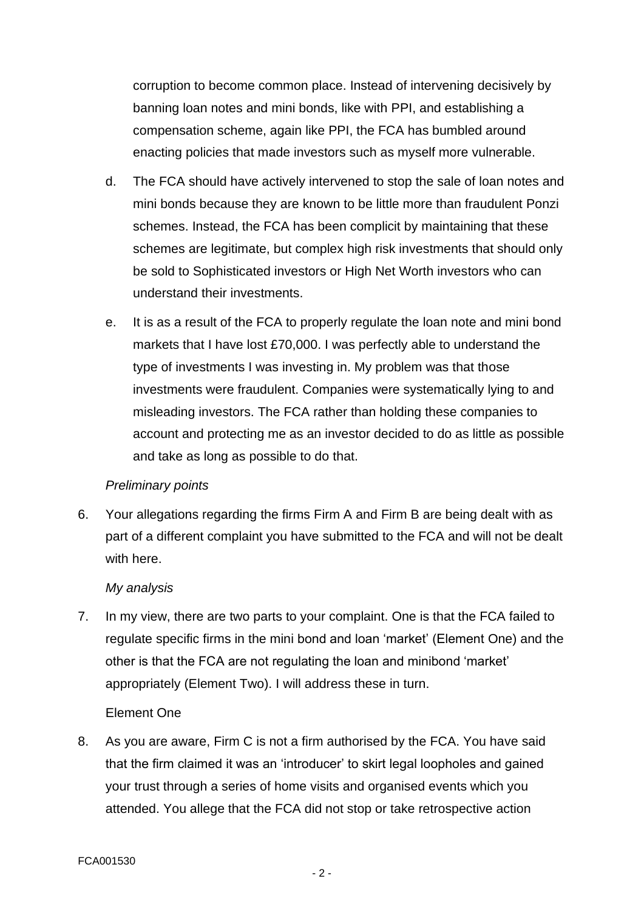corruption to become common place. Instead of intervening decisively by banning loan notes and mini bonds, like with PPI, and establishing a compensation scheme, again like PPI, the FCA has bumbled around enacting policies that made investors such as myself more vulnerable.

d. The FCA should have actively intervened to stop the sale of loan notes and mini bonds because they are known to be little more than fraudulent Ponzi schemes. Instead, the FCA has been complicit by maintaining that these schemes are legitimate, but complex high risk investments that should only be sold to Sophisticated investors or High Net Worth investors who can understand their investments.

e. It is as a result of the FCA to properly regulate the loan note and mini bond markets that I have lost £70,000. I was perfectly able to understand the type of investments I was investing in. My problem was that those investments were fraudulent. Companies were systematically lying to and misleading investors. The FCA rather than holding these companies to account and protecting me as an investor decided to do as little as possible and take as long as possible to do that.

*Preliminary points*

6. Your allegations regarding the firms Firm A and Firm B are being dealt with as part of a different complaint you have submitted to the FCA and will not be dealt with here.

*My analysis*

7. In my view, there are two parts to your complaint. One is that the FCA failed to regulate specific firms in the mini bond and loan 'market' (Element One) and the other is that the FCA are not regulating the loan and minibond 'market' appropriately (Element Two). I will address these in turn.

Element One

8. As you are aware, Firm C is not a firm authorised by the FCA. You have said that the firm claimed it was an 'introducer' to skirt legal loopholes and gained your trust through a series of home visits and organised events which you attended. You allege that the FCA did not stop or take retrospective action

FCA001530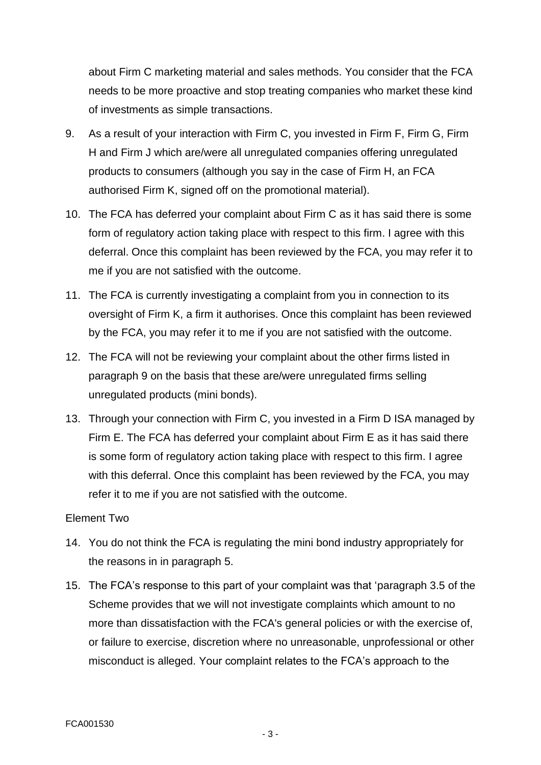about Firm C marketing material and sales methods. You consider that the FCA needs to be more proactive and stop treating companies who market these kind of investments as simple transactions.

9. As a result of your interaction with Firm C, you invested in Firm F, Firm G, Firm H and Firm J which are/were all unregulated companies offering unregulated products to consumers (although you say in the case of Firm H, an FCA authorised Firm K, signed off on the promotional material).

10. The FCA has deferred your complaint about Firm C as it has said there is some form of regulatory action taking place with respect to this firm. I agree with this deferral. Once this complaint has been reviewed by the FCA, you may refer it to me if you are not satisfied with the outcome.

11. The FCA is currently investigating a complaint from you in connection to its oversight of Firm K, a firm it authorises. Once this complaint has been reviewed by the FCA, you may refer it to me if you are not satisfied with the outcome.

12. The FCA will not be reviewing your complaint about the other firms listed in paragraph 9 on the basis that these are/were unregulated firms selling unregulated products (mini bonds).

13. Through your connection with Firm C, you invested in a Firm D ISA managed by Firm E. The FCA has deferred your complaint about Firm E as it has said there is some form of regulatory action taking place with respect to this firm. I agree with this deferral. Once this complaint has been reviewed by the FCA, you may refer it to me if you are not satisfied with the outcome.

Element Two

14. You do not think the FCA is regulating the mini bond industry appropriately for the reasons in in paragraph 5.

15. The FCA's response to this part of your complaint was that 'paragraph 3.5 of the Scheme provides that we will not investigate complaints which amount to no more than dissatisfaction with the FCA's general policies or with the exercise of, or failure to exercise, discretion where no unreasonable, unprofessional or other misconduct is alleged. Your complaint relates to the FCA's approach to the

FCA001530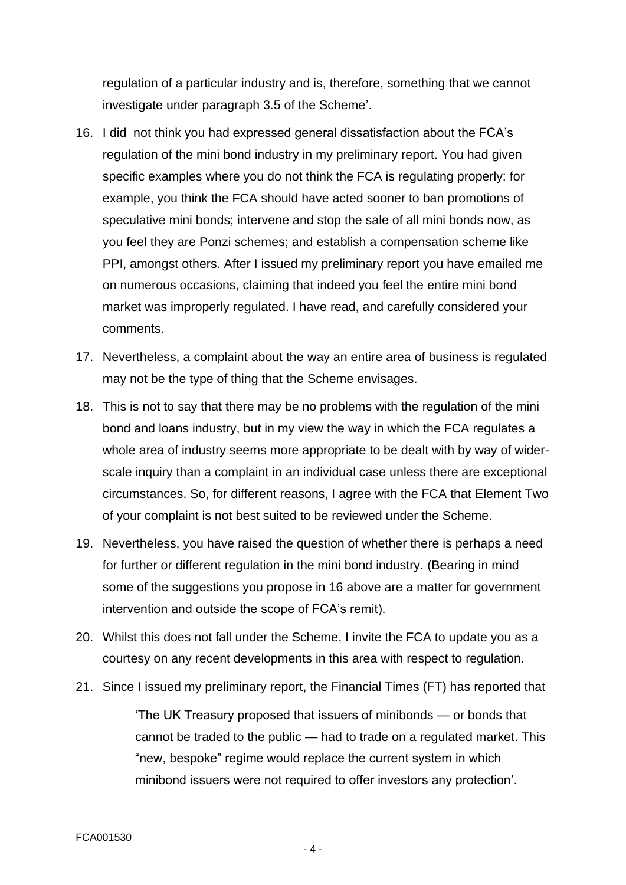regulation of a particular industry and is, therefore, something that we cannot investigate under paragraph 3.5 of the Scheme'.

16. I did not think you had expressed general dissatisfaction about the FCA's regulation of the mini bond industry in my preliminary report. You had given specific examples where you do not think the FCA is regulating properly: for example, you think the FCA should have acted sooner to ban promotions of speculative mini bonds; intervene and stop the sale of all mini bonds now, as you feel they are Ponzi schemes; and establish a compensation scheme like PPI, amongst others. After I issued my preliminary report you have emailed me on numerous occasions, claiming that indeed you feel the entire mini bond market was improperly regulated. I have read, and carefully considered your comments.

17. Nevertheless, a complaint about the way an entire area of business is regulated may not be the type of thing that the Scheme envisages.

18. This is not to say that there may be no problems with the regulation of the mini bond and loans industry, but in my view the way in which the FCA regulates a whole area of industry seems more appropriate to be dealt with by way of wider-scale inquiry than a complaint in an individual case unless there are exceptional circumstances. So, for different reasons, I agree with the FCA that Element Two of your complaint is not best suited to be reviewed under the Scheme.

19. Nevertheless, you have raised the question of whether there is perhaps a need for further or different regulation in the mini bond industry. (Bearing in mind some of the suggestions you propose in 16 above are a matter for government intervention and outside the scope of FCA's remit).

20. Whilst this does not fall under the Scheme, I invite the FCA to update you as a courtesy on any recent developments in this area with respect to regulation.

21. Since I issued my preliminary report, the Financial Times (FT) has reported that

> 'The UK Treasury proposed that issuers of minibonds — or bonds that cannot be traded to the public — had to trade on a regulated market. This "new, bespoke" regime would replace the current system in which minibond issuers were not required to offer investors any protection'.

FCA001530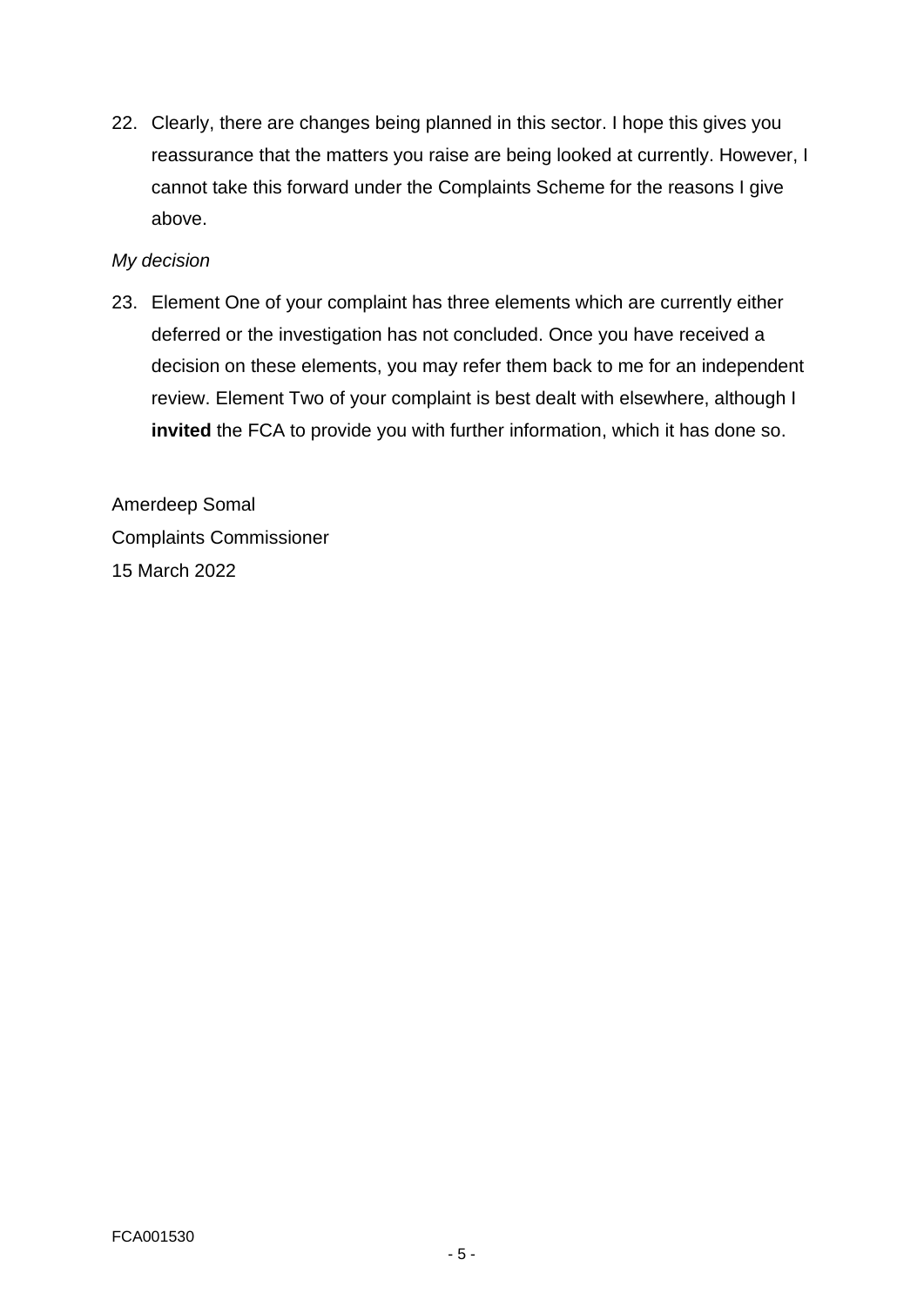22. Clearly, there are changes being planned in this sector. I hope this gives you reassurance that the matters you raise are being looked at currently. However, I cannot take this forward under the Complaints Scheme for the reasons I give above.

*My decision*

23. Element One of your complaint has three elements which are currently either deferred or the investigation has not concluded. Once you have received a decision on these elements, you may refer them back to me for an independent review. Element Two of your complaint is best dealt with elsewhere, although I **invited** the FCA to provide you with further information, which it has done so.

Amerdeep Somal
Complaints Commissioner
15 March 2022

FCA001530